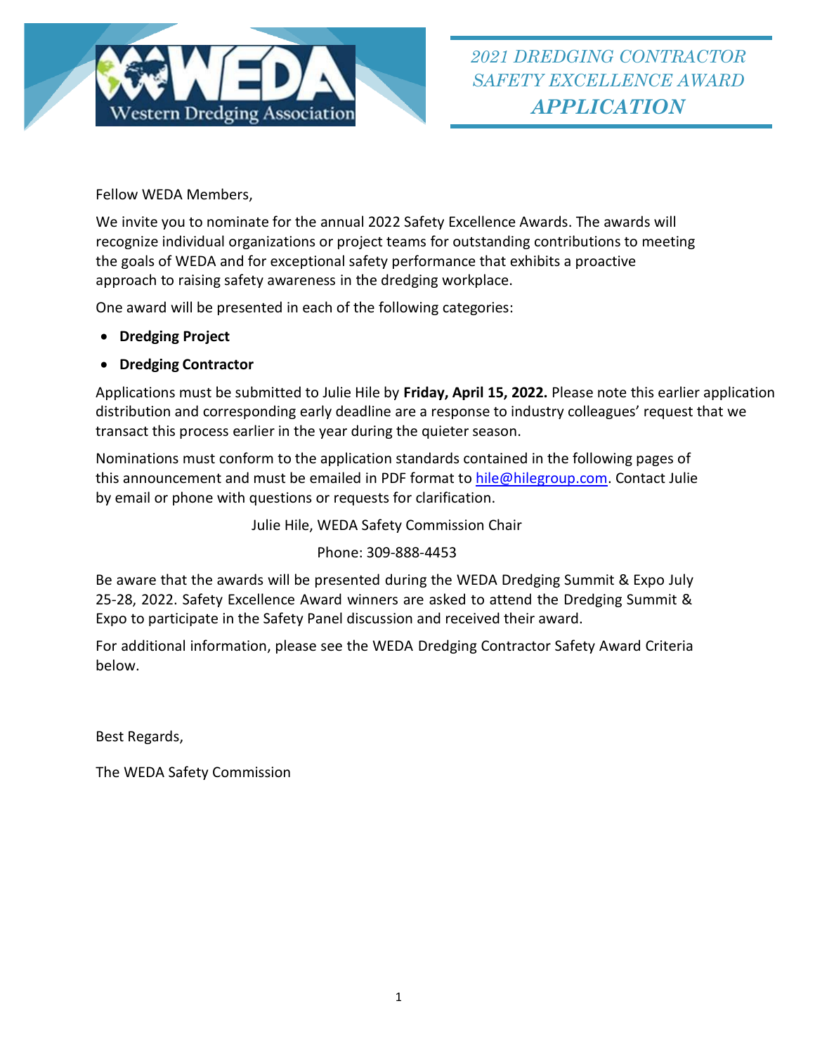# 2021 DREDGING CONTRACTOR SAFETY EXCELLENCE AWARD *APPLICATION*

Western Dredging Association

Fellow WEDA Members,

We invite you to nominate for the annual 2022 Safety Excellence Awards. The awards will recognize individual organizations or project teams for outstanding contributions to meeting the goals of WEDA and for exceptional safety performance that exhibits a proactive approach to raising safety awareness in the dredging workplace.

One award will be presented in each of the following categories:

- **Dredging Project**
- **Dredging Contractor**

Applications must be submitted to Julie Hile by **Friday, April 15, 2022.** Please note this earlier application distribution and corresponding early deadline are a response to industry colleagues' request that we transact this process earlier in the year during the quieter season.

Nominations must conform to the application standards contained in the following pages of this announcement and must be emailed in PDF format to hile@hilegroup.com. Contact Julie by email or phone with questions or requests for clarification.

Julie Hile, WEDA Safety Commission Chair

Phone: 309-888-4453

Be aware that the awards will be presented during the WEDA Dredging Summit & Expo July 25-28, 2022. Safety Excellence Award winners are asked to attend the Dredging Summit & Expo to participate in the Safety Panel discussion and received their award.

For additional information, please see the WEDA Dredging Contractor Safety Award Criteria below.

Best Regards,

The WEDA Safety Commission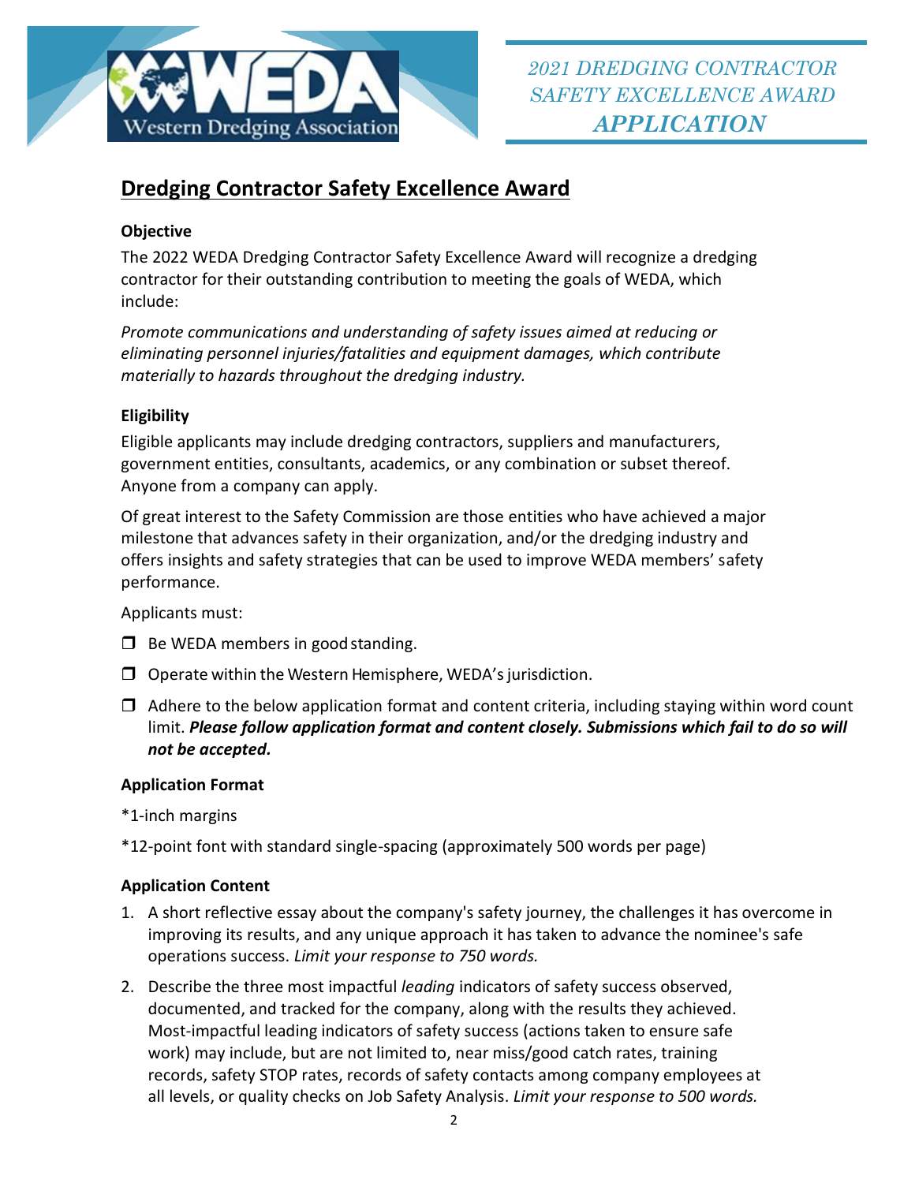2021 DREDGING CONTRACTOR SAFETY EXCELLENCE AWARD **APPLICATION**

# Dredging Contractor Safety Excellence Award

**Objective**

The 2022 WEDA Dredging Contractor Safety Excellence Award will recognize a dredging contractor for their outstanding contribution to meeting the goals of WEDA, which include:

*Promote communications and understanding of safety issues aimed at reducing or eliminating personnel injuries/fatalities and equipment damages, which contribute materially to hazards throughout the dredging industry.*

**Eligibility**

Eligible applicants may include dredging contractors, suppliers and manufacturers, government entities, consultants, academics, or any combination or subset thereof. Anyone from a company can apply.

Of great interest to the Safety Commission are those entities who have achieved a major milestone that advances safety in their organization, and/or the dredging industry and offers insights and safety strategies that can be used to improve WEDA members' safety performance.

Applicants must:

- ❒ Be WEDA members in good standing.
- ❒ Operate within the Western Hemisphere, WEDA's jurisdiction.
- ❒ Adhere to the below application format and content criteria, including staying within word count limit. ***Please follow application format and content closely. Submissions which fail to do so will not be accepted.***

**Application Format**

*1-inch margins

*12-point font with standard single-spacing (approximately 500 words per page)

**Application Content**

1. A short reflective essay about the company's safety journey, the challenges it has overcome in improving its results, and any unique approach it has taken to advance the nominee's safe operations success. *Limit your response to 750 words.*
2. Describe the three most impactful *leading* indicators of safety success observed, documented, and tracked for the company, along with the results they achieved. Most-impactful leading indicators of safety success (actions taken to ensure safe work) may include, but are not limited to, near miss/good catch rates, training records, safety STOP rates, records of safety contacts among company employees at all levels, or quality checks on Job Safety Analysis. *Limit your response to 500 words.*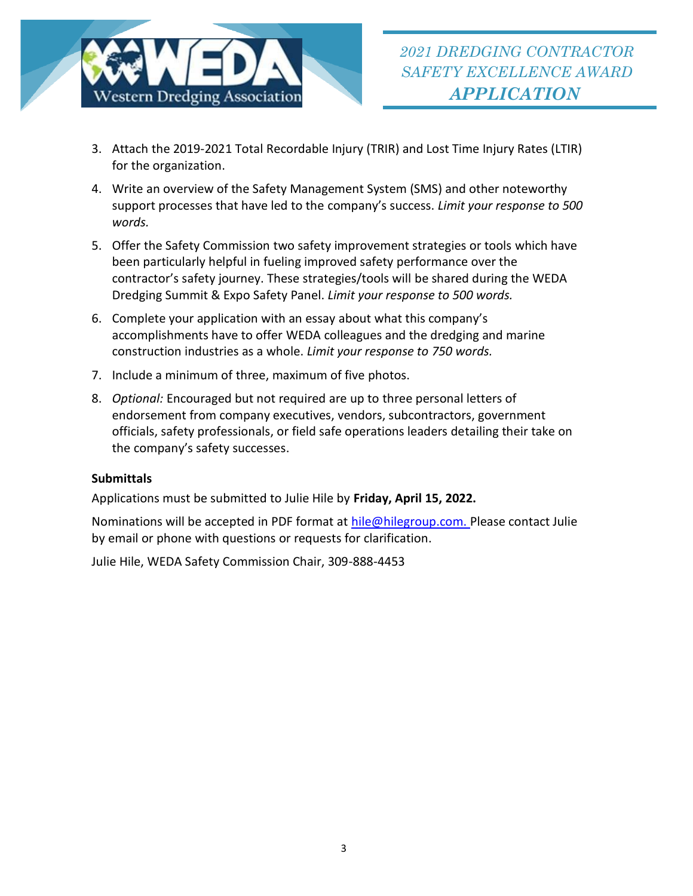3. Attach the 2019-2021 Total Recordable Injury (TRIR) and Lost Time Injury Rates (LTIR) for the organization.
4. Write an overview of the Safety Management System (SMS) and other noteworthy support processes that have led to the company's success. *Limit your response to 500 words.*
5. Offer the Safety Commission two safety improvement strategies or tools which have been particularly helpful in fueling improved safety performance over the contractor's safety journey. These strategies/tools will be shared during the WEDA Dredging Summit & Expo Safety Panel. *Limit your response to 500 words.*
6. Complete your application with an essay about what this company's accomplishments have to offer WEDA colleagues and the dredging and marine construction industries as a whole. *Limit your response to 750 words.*
7. Include a minimum of three, maximum of five photos.
8. *Optional:* Encouraged but not required are up to three personal letters of endorsement from company executives, vendors, subcontractors, government officials, safety professionals, or field safe operations leaders detailing their take on the company's safety successes.

**Submittals**

Applications must be submitted to Julie Hile by **Friday, April 15, 2022.**

Nominations will be accepted in PDF format at hile@hilegroup.com. Please contact Julie by email or phone with questions or requests for clarification.

Julie Hile, WEDA Safety Commission Chair, 309-888-4453